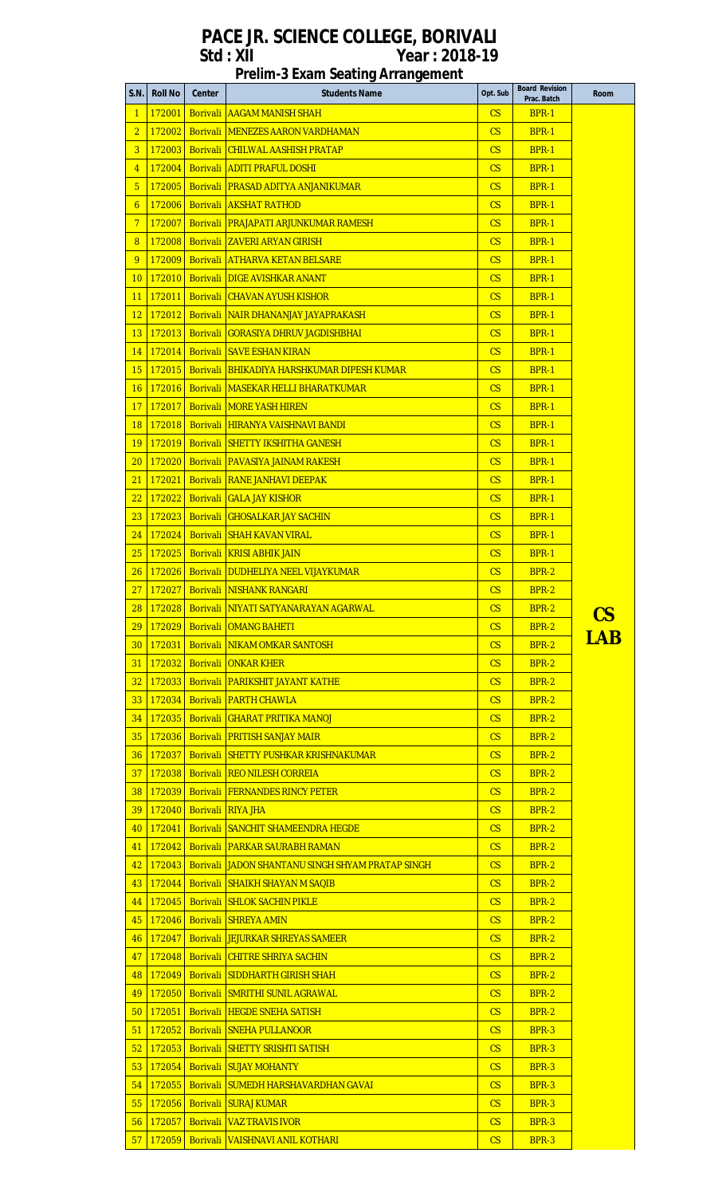# PACE JR. SCIENCE COLLEGE, BORIVALI

**Std : XII Year : 2018-19**

**Prelim-3 Exam Seating Arrangement**

| S.N. | Roll No | Center | Students Name | Opt. Sub | Board Revision Prac. Batch | Room |
|---|---|---|---|---|---|---|
| 1 | 172001 | Borivali | AAGAM MANISH SHAH | CS | BPR-1 | CS LAB |
| 2 | 172002 | Borivali | MENEZES AARON VARDHAMAN | CS | BPR-1 | |
| 3 | 172003 | Borivali | CHILWAL AASHISH PRATAP | CS | BPR-1 | |
| 4 | 172004 | Borivali | ADITI PRAFUL DOSHI | CS | BPR-1 | |
| 5 | 172005 | Borivali | PRASAD ADITYA ANJANIKUMAR | CS | BPR-1 | |
| 6 | 172006 | Borivali | AKSHAT RATHOD | CS | BPR-1 | |
| 7 | 172007 | Borivali | PRAJAPATI ARJUNKUMAR RAMESH | CS | BPR-1 | |
| 8 | 172008 | Borivali | ZAVERI ARYAN GIRISH | CS | BPR-1 | |
| 9 | 172009 | Borivali | ATHARVA KETAN BELSARE | CS | BPR-1 | |
| 10 | 172010 | Borivali | DIGE AVISHKAR ANANT | CS | BPR-1 | |
| 11 | 172011 | Borivali | CHAVAN AYUSH KISHOR | CS | BPR-1 | |
| 12 | 172012 | Borivali | NAIR DHANANJAY JAYAPRAKASH | CS | BPR-1 | |
| 13 | 172013 | Borivali | GORASIYA DHRUV JAGDISHBHAI | CS | BPR-1 | |
| 14 | 172014 | Borivali | SAVE ESHAN KIRAN | CS | BPR-1 | |
| 15 | 172015 | Borivali | BHIKADIYA HARSHKUMAR DIPESH KUMAR | CS | BPR-1 | |
| 16 | 172016 | Borivali | MASEKAR HELLI BHARATKUMAR | CS | BPR-1 | |
| 17 | 172017 | Borivali | MORE YASH HIREN | CS | BPR-1 | |
| 18 | 172018 | Borivali | HIRANYA VAISHNAVI BANDI | CS | BPR-1 | |
| 19 | 172019 | Borivali | SHETTY IKSHITHA GANESH | CS | BPR-1 | |
| 20 | 172020 | Borivali | PAVASIYA JAINAM RAKESH | CS | BPR-1 | |
| 21 | 172021 | Borivali | RANE JANHAVI DEEPAK | CS | BPR-1 | |
| 22 | 172022 | Borivali | GALA JAY KISHOR | CS | BPR-1 | |
| 23 | 172023 | Borivali | GHOSALKAR JAY SACHIN | CS | BPR-1 | |
| 24 | 172024 | Borivali | SHAH KAVAN VIRAL | CS | BPR-1 | |
| 25 | 172025 | Borivali | KRISI ABHIK JAIN | CS | BPR-1 | |
| 26 | 172026 | Borivali | DUDHELIYA NEEL VIJAYKUMAR | CS | BPR-2 | |
| 27 | 172027 | Borivali | NISHANK RANGARI | CS | BPR-2 | |
| 28 | 172028 | Borivali | NIYATI SATYANARAYAN AGARWAL | CS | BPR-2 | |
| 29 | 172029 | Borivali | OMANG BAHETI | CS | BPR-2 | |
| 30 | 172031 | Borivali | NIKAM OMKAR SANTOSH | CS | BPR-2 | |
| 31 | 172032 | Borivali | ONKAR KHER | CS | BPR-2 | |
| 32 | 172033 | Borivali | PARIKSHIT JAYANT KATHE | CS | BPR-2 | |
| 33 | 172034 | Borivali | PARTH CHAWLA | CS | BPR-2 | |
| 34 | 172035 | Borivali | GHARAT PRITIKA MANOJ | CS | BPR-2 | |
| 35 | 172036 | Borivali | PRITISH SANJAY MAIR | CS | BPR-2 | |
| 36 | 172037 | Borivali | SHETTY PUSHKAR KRISHNAKUMAR | CS | BPR-2 | |
| 37 | 172038 | Borivali | REO NILESH CORREIA | CS | BPR-2 | |
| 38 | 172039 | Borivali | FERNANDES RINCY PETER | CS | BPR-2 | |
| 39 | 172040 | Borivali | RIYA JHA | CS | BPR-2 | |
| 40 | 172041 | Borivali | SANCHIT SHAMEENDRA HEGDE | CS | BPR-2 | |
| 41 | 172042 | Borivali | PARKAR SAURABH RAMAN | CS | BPR-2 | |
| 42 | 172043 | Borivali | JADON SHANTANU SINGH SHYAM PRATAP SINGH | CS | BPR-2 | |
| 43 | 172044 | Borivali | SHAIKH SHAYAN M SAQIB | CS | BPR-2 | |
| 44 | 172045 | Borivali | SHLOK SACHIN PIKLE | CS | BPR-2 | |
| 45 | 172046 | Borivali | SHREYA AMIN | CS | BPR-2 | |
| 46 | 172047 | Borivali | JEJURKAR SHREYAS SAMEER | CS | BPR-2 | |
| 47 | 172048 | Borivali | CHITRE SHRIYA SACHIN | CS | BPR-2 | |
| 48 | 172049 | Borivali | SIDDHARTH GIRISH SHAH | CS | BPR-2 | |
| 49 | 172050 | Borivali | SMRITHI SUNIL AGRAWAL | CS | BPR-2 | |
| 50 | 172051 | Borivali | HEGDE SNEHA SATISH | CS | BPR-2 | |
| 51 | 172052 | Borivali | SNEHA PULLANOOR | CS | BPR-3 | |
| 52 | 172053 | Borivali | SHETTY SRISHTI SATISH | CS | BPR-3 | |
| 53 | 172054 | Borivali | SUJAY MOHANTY | CS | BPR-3 | |
| 54 | 172055 | Borivali | SUMEDH HARSHAVARDHAN GAVAI | CS | BPR-3 | |
| 55 | 172056 | Borivali | SURAJ KUMAR | CS | BPR-3 | |
| 56 | 172057 | Borivali | VAZ TRAVIS IVOR | CS | BPR-3 | |
| 57 | 172059 | Borivali | VAISHNAVI ANIL KOTHARI | CS | BPR-3 | |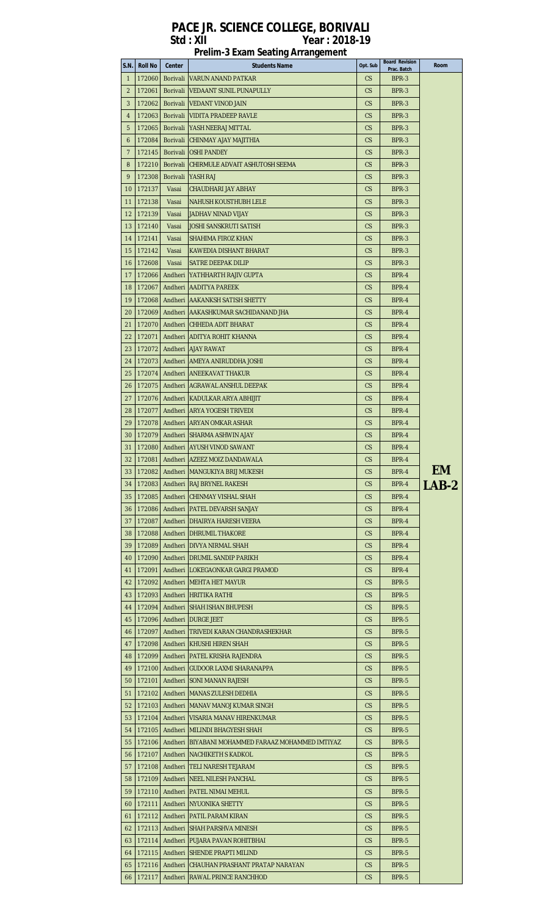# PACE JR. SCIENCE COLLEGE, BORIVALI

**Std : XII Year : 2018-19**

**Prelim-3 Exam Seating Arrangement**

| S.N. | Roll No | Center | Students Name | Opt. Sub | Board Revision Prac. Batch | Room |
|---|---|---|---|---|---|---|
| 1 | 172060 | Borivali | VARUN ANAND PATKAR | CS | BPR-3 | EM LAB-2 |
| 2 | 172061 | Borivali | VEDAANT SUNIL PUNAPULLY | CS | BPR-3 | |
| 3 | 172062 | Borivali | VEDANT VINOD JAIN | CS | BPR-3 | |
| 4 | 172063 | Borivali | VIDITA PRADEEP RAVLE | CS | BPR-3 | |
| 5 | 172065 | Borivali | YASH NEERAJ MITTAL | CS | BPR-3 | |
| 6 | 172084 | Borivali | CHINMAY AJAY MAJITHIA | CS | BPR-3 | |
| 7 | 172145 | Borivali | OSHI PANDEY | CS | BPR-3 | |
| 8 | 172210 | Borivali | CHIRMULE ADVAIT ASHUTOSH SEEMA | CS | BPR-3 | |
| 9 | 172308 | Borivali | YASH RAJ | CS | BPR-3 | |
| 10 | 172137 | Vasai | CHAUDHARI JAY ABHAY | CS | BPR-3 | |
| 11 | 172138 | Vasai | NAHUSH KOUSTHUBH LELE | CS | BPR-3 | |
| 12 | 172139 | Vasai | JADHAV NINAD VIJAY | CS | BPR-3 | |
| 13 | 172140 | Vasai | JOSHI SANSKRUTI SATISH | CS | BPR-3 | |
| 14 | 172141 | Vasai | SHAHIMA FIROZ KHAN | CS | BPR-3 | |
| 15 | 172142 | Vasai | KAWEDIA DISHANT BHARAT | CS | BPR-3 | |
| 16 | 172608 | Vasai | SATRE DEEPAK DILIP | CS | BPR-3 | |
| 17 | 172066 | Andheri | YATHHARTH RAJIV GUPTA | CS | BPR-4 | |
| 18 | 172067 | Andheri | AADITYA PAREEK | CS | BPR-4 | |
| 19 | 172068 | Andheri | AAKANKSH SATISH SHETTY | CS | BPR-4 | |
| 20 | 172069 | Andheri | AAKASHKUMAR SACHIDANAND JHA | CS | BPR-4 | |
| 21 | 172070 | Andheri | CHHEDA ADIT BHARAT | CS | BPR-4 | |
| 22 | 172071 | Andheri | ADITYA ROHIT KHANNA | CS | BPR-4 | |
| 23 | 172072 | Andheri | AJAY RAWAT | CS | BPR-4 | |
| 24 | 172073 | Andheri | AMEYA ANIRUDDHA JOSHI | CS | BPR-4 | |
| 25 | 172074 | Andheri | ANEEKAVAT THAKUR | CS | BPR-4 | |
| 26 | 172075 | Andheri | AGRAWAL ANSHUL DEEPAK | CS | BPR-4 | |
| 27 | 172076 | Andheri | KADULKAR ARYA ABHIJIT | CS | BPR-4 | |
| 28 | 172077 | Andheri | ARYA YOGESH TRIVEDI | CS | BPR-4 | |
| 29 | 172078 | Andheri | ARYAN OMKAR ASHAR | CS | BPR-4 | |
| 30 | 172079 | Andheri | SHARMA ASHWIN AJAY | CS | BPR-4 | |
| 31 | 172080 | Andheri | AYUSH VINOD SAWANT | CS | BPR-4 | |
| 32 | 172081 | Andheri | AZEEZ MOIZ DANDAWALA | CS | BPR-4 | |
| 33 | 172082 | Andheri | MANGUKIYA BRIJ MUKESH | CS | BPR-4 | |
| 34 | 172083 | Andheri | RAJ BRYNEL RAKESH | CS | BPR-4 | |
| 35 | 172085 | Andheri | CHINMAY VISHAL SHAH | CS | BPR-4 | |
| 36 | 172086 | Andheri | PATEL DEVARSH SANJAY | CS | BPR-4 | |
| 37 | 172087 | Andheri | DHAIRYA HARESH VEERA | CS | BPR-4 | |
| 38 | 172088 | Andheri | DHRUMIL THAKORE | CS | BPR-4 | |
| 39 | 172089 | Andheri | DIVYA NIRMAL SHAH | CS | BPR-4 | |
| 40 | 172090 | Andheri | DRUMIL SANDIP PARIKH | CS | BPR-4 | |
| 41 | 172091 | Andheri | LOKEGAONKAR GARGI PRAMOD | CS | BPR-4 | |
| 42 | 172092 | Andheri | MEHTA HET MAYUR | CS | BPR-5 | |
| 43 | 172093 | Andheri | HRITIKA RATHI | CS | BPR-5 | |
| 44 | 172094 | Andheri | SHAH ISHAN BHUPESH | CS | BPR-5 | |
| 45 | 172096 | Andheri | DURGE JEET | CS | BPR-5 | |
| 46 | 172097 | Andheri | TRIVEDI KARAN CHANDRASHEKHAR | CS | BPR-5 | |
| 47 | 172098 | Andheri | KHUSHI HIREN SHAH | CS | BPR-5 | |
| 48 | 172099 | Andheri | PATEL KRISHA RAJENDRA | CS | BPR-5 | |
| 49 | 172100 | Andheri | GUDOOR LAXMI SHARANAPPA | CS | BPR-5 | |
| 50 | 172101 | Andheri | SONI MANAN RAJESH | CS | BPR-5 | |
| 51 | 172102 | Andheri | MANAS ZULESH DEDHIA | CS | BPR-5 | |
| 52 | 172103 | Andheri | MANAV MANOJ KUMAR SINGH | CS | BPR-5 | |
| 53 | 172104 | Andheri | VISARIA MANAV HIRENKUMAR | CS | BPR-5 | |
| 54 | 172105 | Andheri | MILINDI BHAGYESH SHAH | CS | BPR-5 | |
| 55 | 172106 | Andheri | BIYABANI MOHAMMED FARAAZ MOHAMMED IMTIYAZ | CS | BPR-5 | |
| 56 | 172107 | Andheri | NACHIKETH S KADKOL | CS | BPR-5 | |
| 57 | 172108 | Andheri | TELI NARESH TEJARAM | CS | BPR-5 | |
| 58 | 172109 | Andheri | NEEL NILESH PANCHAL | CS | BPR-5 | |
| 59 | 172110 | Andheri | PATEL NIMAI MEHUL | CS | BPR-5 | |
| 60 | 172111 | Andheri | NYUONIKA SHETTY | CS | BPR-5 | |
| 61 | 172112 | Andheri | PATIL PARAM KIRAN | CS | BPR-5 | |
| 62 | 172113 | Andheri | SHAH PARSHVA MINESH | CS | BPR-5 | |
| 63 | 172114 | Andheri | PUJARA PAVAN ROHITBHAI | CS | BPR-5 | |
| 64 | 172115 | Andheri | SHENDE PRAPTI MILIND | CS | BPR-5 | |
| 65 | 172116 | Andheri | CHAUHAN PRASHANT PRATAP NARAYAN | CS | BPR-5 | |
| 66 | 172117 | Andheri | RAWAL PRINCE RANCHHOD | CS | BPR-5 | |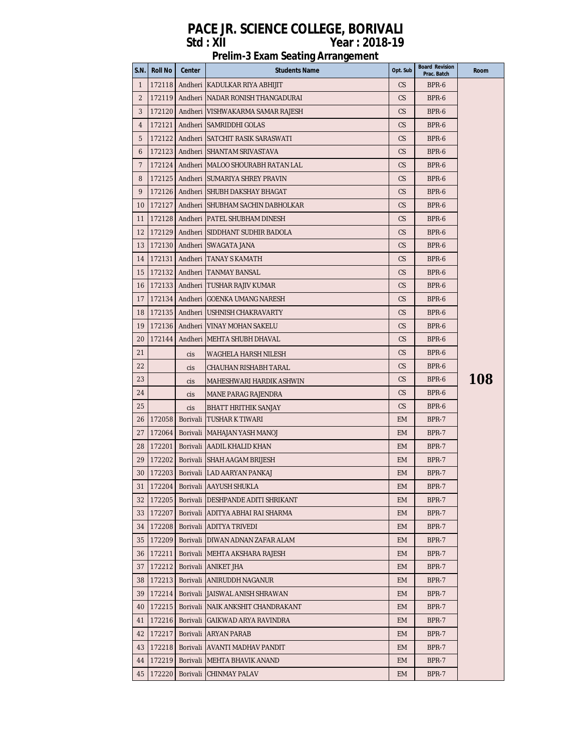# PACE JR. SCIENCE COLLEGE, BORIVALI

**Std : XII** **Year : 2018-19**

## Prelim-3 Exam Seating Arrangement

| S.N. | Roll No | Center | Students Name | Opt. Sub | Board Revision Prac. Batch | Room |
|---|---|---|---|---|---|---|
| 1 | 172118 | Andheri | KADULKAR RIYA ABHIJIT | CS | BPR-6 | 108 |
| 2 | 172119 | Andheri | NADAR RONISH THANGADURAI | CS | BPR-6 | |
| 3 | 172120 | Andheri | VISHWAKARMA SAMAR RAJESH | CS | BPR-6 | |
| 4 | 172121 | Andheri | SAMRIDDHI GOLAS | CS | BPR-6 | |
| 5 | 172122 | Andheri | SATCHIT RASIK SARASWATI | CS | BPR-6 | |
| 6 | 172123 | Andheri | SHANTAM SRIVASTAVA | CS | BPR-6 | |
| 7 | 172124 | Andheri | MALOO SHOURABH RATAN LAL | CS | BPR-6 | |
| 8 | 172125 | Andheri | SUMARIYA SHREY PRAVIN | CS | BPR-6 | |
| 9 | 172126 | Andheri | SHUBH DAKSHAY BHAGAT | CS | BPR-6 | |
| 10 | 172127 | Andheri | SHUBHAM SACHIN DABHOLKAR | CS | BPR-6 | |
| 11 | 172128 | Andheri | PATEL SHUBHAM DINESH | CS | BPR-6 | |
| 12 | 172129 | Andheri | SIDDHANT SUDHIR BADOLA | CS | BPR-6 | |
| 13 | 172130 | Andheri | SWAGATA JANA | CS | BPR-6 | |
| 14 | 172131 | Andheri | TANAY S KAMATH | CS | BPR-6 | |
| 15 | 172132 | Andheri | TANMAY BANSAL | CS | BPR-6 | |
| 16 | 172133 | Andheri | TUSHAR RAJIV KUMAR | CS | BPR-6 | |
| 17 | 172134 | Andheri | GOENKA UMANG NARESH | CS | BPR-6 | |
| 18 | 172135 | Andheri | USHNISH CHAKRAVARTY | CS | BPR-6 | |
| 19 | 172136 | Andheri | VINAY MOHAN SAKELU | CS | BPR-6 | |
| 20 | 172144 | Andheri | MEHTA SHUBH DHAVAL | CS | BPR-6 | |
| 21 | | cis | WAGHELA HARSH NILESH | CS | BPR-6 | |
| 22 | | cis | CHAUHAN RISHABH TARAL | CS | BPR-6 | |
| 23 | | cis | MAHESHWARI HARDIK ASHWIN | CS | BPR-6 | |
| 24 | | cis | MANE PARAG RAJENDRA | CS | BPR-6 | |
| 25 | | cis | BHATT HRITHIK SANJAY | CS | BPR-6 | |
| 26 | 172058 | Borivali | TUSHAR K TIWARI | EM | BPR-7 | |
| 27 | 172064 | Borivali | MAHAJAN YASH MANOJ | EM | BPR-7 | |
| 28 | 172201 | Borivali | AADIL KHALID KHAN | EM | BPR-7 | |
| 29 | 172202 | Borivali | SHAH AAGAM BRIJESH | EM | BPR-7 | |
| 30 | 172203 | Borivali | LAD AARYAN PANKAJ | EM | BPR-7 | |
| 31 | 172204 | Borivali | AAYUSH SHUKLA | EM | BPR-7 | |
| 32 | 172205 | Borivali | DESHPANDE ADITI SHRIKANT | EM | BPR-7 | |
| 33 | 172207 | Borivali | ADITYA ABHAI RAI SHARMA | EM | BPR-7 | |
| 34 | 172208 | Borivali | ADITYA TRIVEDI | EM | BPR-7 | |
| 35 | 172209 | Borivali | DIWAN ADNAN ZAFAR ALAM | EM | BPR-7 | |
| 36 | 172211 | Borivali | MEHTA AKSHARA RAJESH | EM | BPR-7 | |
| 37 | 172212 | Borivali | ANIKET JHA | EM | BPR-7 | |
| 38 | 172213 | Borivali | ANIRUDDH NAGANUR | EM | BPR-7 | |
| 39 | 172214 | Borivali | JAISWAL ANISH SHRAWAN | EM | BPR-7 | |
| 40 | 172215 | Borivali | NAIK ANKSHIT CHANDRAKANT | EM | BPR-7 | |
| 41 | 172216 | Borivali | GAIKWAD ARYA RAVINDRA | EM | BPR-7 | |
| 42 | 172217 | Borivali | ARYAN PARAB | EM | BPR-7 | |
| 43 | 172218 | Borivali | AVANTI MADHAV PANDIT | EM | BPR-7 | |
| 44 | 172219 | Borivali | MEHTA BHAVIK ANAND | EM | BPR-7 | |
| 45 | 172220 | Borivali | CHINMAY PALAV | EM | BPR-7 | |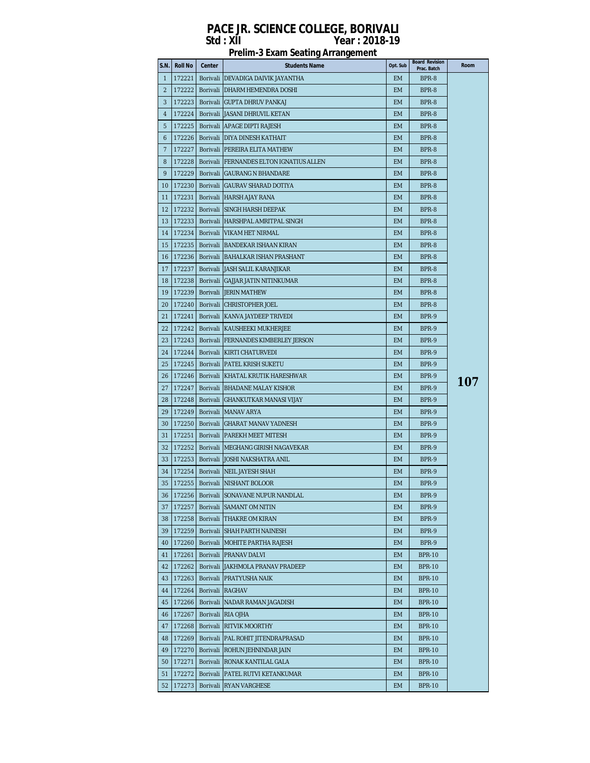# PACE JR. SCIENCE COLLEGE, BORIVALI

**Std : XII** **Year : 2018-19**

**Prelim-3 Exam Seating Arrangement**

| S.N. | Roll No | Center | Students Name | Opt. Sub | Board Revision Prac. Batch | Room |
|---|---|---|---|---|---|---|
| 1 | 172221 | Borivali | DEVADIGA DAIVIK JAYANTHA | EM | BPR-8 | 107 |
| 2 | 172222 | Borivali | DHARM HEMENDRA DOSHI | EM | BPR-8 | |
| 3 | 172223 | Borivali | GUPTA DHRUV PANKAJ | EM | BPR-8 | |
| 4 | 172224 | Borivali | JASANI DHRUVIL KETAN | EM | BPR-8 | |
| 5 | 172225 | Borivali | APAGE DIPTI RAJESH | EM | BPR-8 | |
| 6 | 172226 | Borivali | DIYA DINESH KATHAIT | EM | BPR-8 | |
| 7 | 172227 | Borivali | PEREIRA ELITA MATHEW | EM | BPR-8 | |
| 8 | 172228 | Borivali | FERNANDES ELTON IGNATIUS ALLEN | EM | BPR-8 | |
| 9 | 172229 | Borivali | GAURANG N BHANDARE | EM | BPR-8 | |
| 10 | 172230 | Borivali | GAURAV SHARAD DOTIYA | EM | BPR-8 | |
| 11 | 172231 | Borivali | HARSH AJAY RANA | EM | BPR-8 | |
| 12 | 172232 | Borivali | SINGH HARSH DEEPAK | EM | BPR-8 | |
| 13 | 172233 | Borivali | HARSHPAL AMRITPAL SINGH | EM | BPR-8 | |
| 14 | 172234 | Borivali | VIKAM HET NIRMAL | EM | BPR-8 | |
| 15 | 172235 | Borivali | BANDEKAR ISHAAN KIRAN | EM | BPR-8 | |
| 16 | 172236 | Borivali | BAHALKAR ISHAN PRASHANT | EM | BPR-8 | |
| 17 | 172237 | Borivali | JASH SALIL KARANJIKAR | EM | BPR-8 | |
| 18 | 172238 | Borivali | GAJJAR JATIN NITINKUMAR | EM | BPR-8 | |
| 19 | 172239 | Borivali | JERIN MATHEW | EM | BPR-8 | |
| 20 | 172240 | Borivali | CHRISTOPHER JOEL | EM | BPR-8 | |
| 21 | 172241 | Borivali | KANVA JAYDEEP TRIVEDI | EM | BPR-9 | |
| 22 | 172242 | Borivali | KAUSHEEKI MUKHERJEE | EM | BPR-9 | |
| 23 | 172243 | Borivali | FERNANDES KIMBERLEY JERSON | EM | BPR-9 | |
| 24 | 172244 | Borivali | KIRTI CHATURVEDI | EM | BPR-9 | |
| 25 | 172245 | Borivali | PATEL KRISH SUKETU | EM | BPR-9 | |
| 26 | 172246 | Borivali | KHATAL KRUTIK HARESHWAR | EM | BPR-9 | |
| 27 | 172247 | Borivali | BHADANE MALAY KISHOR | EM | BPR-9 | |
| 28 | 172248 | Borivali | GHANKUTKAR MANASI VIJAY | EM | BPR-9 | |
| 29 | 172249 | Borivali | MANAV ARYA | EM | BPR-9 | |
| 30 | 172250 | Borivali | GHARAT MANAV YADNESH | EM | BPR-9 | |
| 31 | 172251 | Borivali | PAREKH MEET MITESH | EM | BPR-9 | |
| 32 | 172252 | Borivali | MEGHANG GIRISH NAGAVEKAR | EM | BPR-9 | |
| 33 | 172253 | Borivali | JOSHI NAKSHATRA ANIL | EM | BPR-9 | |
| 34 | 172254 | Borivali | NEIL JAYESH SHAH | EM | BPR-9 | |
| 35 | 172255 | Borivali | NISHANT BOLOOR | EM | BPR-9 | |
| 36 | 172256 | Borivali | SONAVANE NUPUR NANDLAL | EM | BPR-9 | |
| 37 | 172257 | Borivali | SAMANT OM NITIN | EM | BPR-9 | |
| 38 | 172258 | Borivali | THAKRE OM KIRAN | EM | BPR-9 | |
| 39 | 172259 | Borivali | SHAH PARTH NAINESH | EM | BPR-9 | |
| 40 | 172260 | Borivali | MOHITE PARTHA RAJESH | EM | BPR-9 | |
| 41 | 172261 | Borivali | PRANAV DALVI | EM | BPR-10 | |
| 42 | 172262 | Borivali | JAKHMOLA PRANAV PRADEEP | EM | BPR-10 | |
| 43 | 172263 | Borivali | PRATYUSHA NAIK | EM | BPR-10 | |
| 44 | 172264 | Borivali | RAGHAV | EM | BPR-10 | |
| 45 | 172266 | Borivali | NADAR RAMAN JAGADISH | EM | BPR-10 | |
| 46 | 172267 | Borivali | RIA OJHA | EM | BPR-10 | |
| 47 | 172268 | Borivali | RITVIK MOORTHY | EM | BPR-10 | |
| 48 | 172269 | Borivali | PAL ROHIT JITENDRAPRASAD | EM | BPR-10 | |
| 49 | 172270 | Borivali | ROHUN JEHNINDAR JAIN | EM | BPR-10 | |
| 50 | 172271 | Borivali | RONAK KANTILAL GALA | EM | BPR-10 | |
| 51 | 172272 | Borivali | PATEL RUTVI KETANKUMAR | EM | BPR-10 | |
| 52 | 172273 | Borivali | RYAN VARGHESE | EM | BPR-10 | |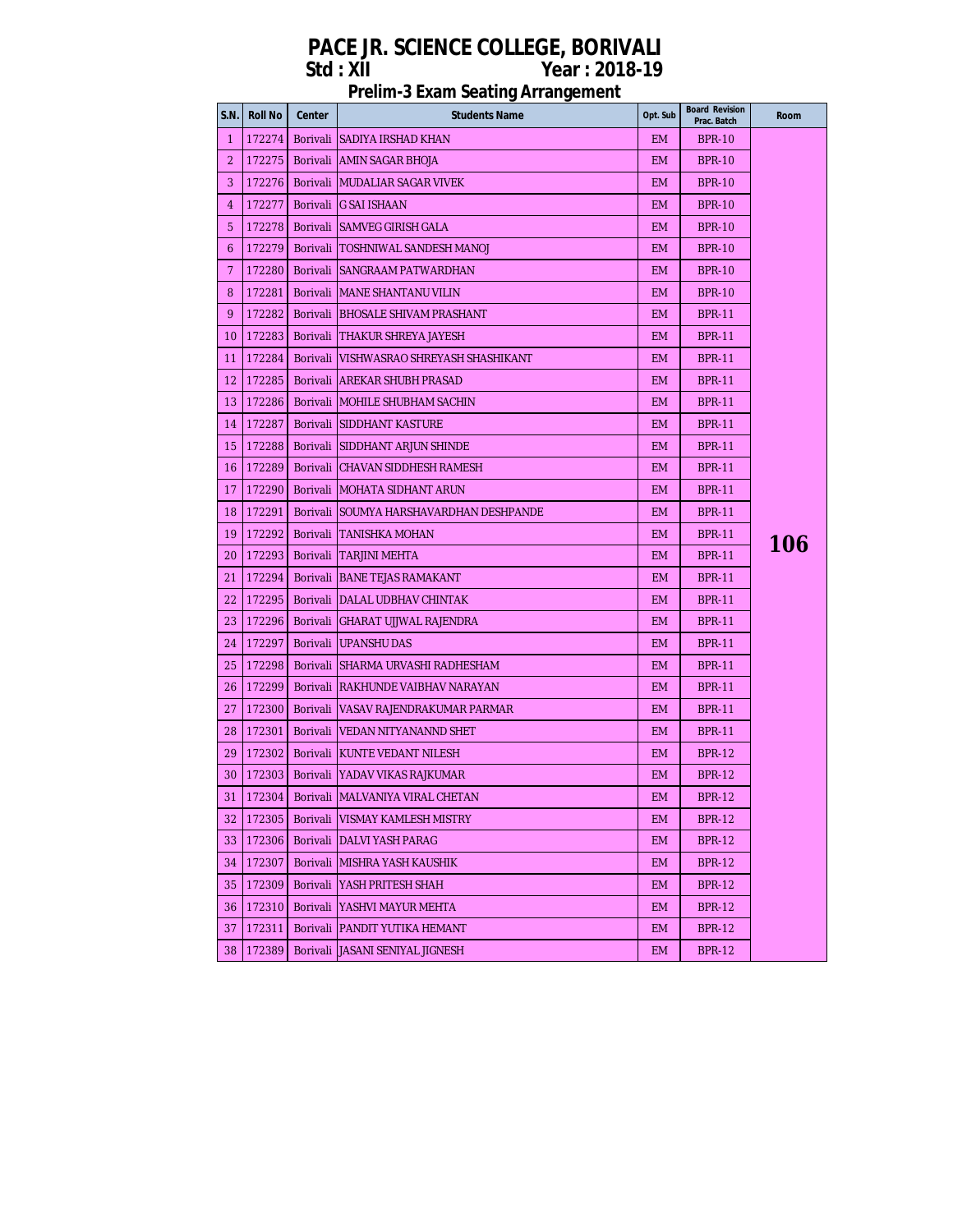# PACE JR. SCIENCE COLLEGE, BORIVALI

**Std : XII** **Year : 2018-19**

## Prelim-3 Exam Seating Arrangement

| S.N. | Roll No | Center | Students Name | Opt. Sub | Board Revision Prac. Batch | Room |
|---|---|---|---|---|---|---|
| 1 | 172274 | Borivali | SADIYA IRSHAD KHAN | EM | BPR-10 | 106 |
| 2 | 172275 | Borivali | AMIN SAGAR BHOJA | EM | BPR-10 | |
| 3 | 172276 | Borivali | MUDALIAR SAGAR VIVEK | EM | BPR-10 | |
| 4 | 172277 | Borivali | G SAI ISHAAN | EM | BPR-10 | |
| 5 | 172278 | Borivali | SAMVEG GIRISH GALA | EM | BPR-10 | |
| 6 | 172279 | Borivali | TOSHNIWAL SANDESH MANOJ | EM | BPR-10 | |
| 7 | 172280 | Borivali | SANGRAAM PATWARDHAN | EM | BPR-10 | |
| 8 | 172281 | Borivali | MANE SHANTANU VILIN | EM | BPR-10 | |
| 9 | 172282 | Borivali | BHOSALE SHIVAM PRASHANT | EM | BPR-11 | |
| 10 | 172283 | Borivali | THAKUR SHREYA JAYESH | EM | BPR-11 | |
| 11 | 172284 | Borivali | VISHWASRAO SHREYASH SHASHIKANT | EM | BPR-11 | |
| 12 | 172285 | Borivali | AREKAR SHUBH PRASAD | EM | BPR-11 | |
| 13 | 172286 | Borivali | MOHILE SHUBHAM SACHIN | EM | BPR-11 | |
| 14 | 172287 | Borivali | SIDDHANT KASTURE | EM | BPR-11 | |
| 15 | 172288 | Borivali | SIDDHANT ARJUN SHINDE | EM | BPR-11 | |
| 16 | 172289 | Borivali | CHAVAN SIDDHESH RAMESH | EM | BPR-11 | |
| 17 | 172290 | Borivali | MOHATA SIDHANT ARUN | EM | BPR-11 | |
| 18 | 172291 | Borivali | SOUMYA HARSHAVARDHAN DESHPANDE | EM | BPR-11 | |
| 19 | 172292 | Borivali | TANISHKA MOHAN | EM | BPR-11 | |
| 20 | 172293 | Borivali | TARJINI MEHTA | EM | BPR-11 | |
| 21 | 172294 | Borivali | BANE TEJAS RAMAKANT | EM | BPR-11 | |
| 22 | 172295 | Borivali | DALAL UDBHAV CHINTAK | EM | BPR-11 | |
| 23 | 172296 | Borivali | GHARAT UJJWAL RAJENDRA | EM | BPR-11 | |
| 24 | 172297 | Borivali | UPANSHU DAS | EM | BPR-11 | |
| 25 | 172298 | Borivali | SHARMA URVASHI RADHESHAM | EM | BPR-11 | |
| 26 | 172299 | Borivali | RAKHUNDE VAIBHAV NARAYAN | EM | BPR-11 | |
| 27 | 172300 | Borivali | VASAV RAJENDRAKUMAR PARMAR | EM | BPR-11 | |
| 28 | 172301 | Borivali | VEDAN NITYANANND SHET | EM | BPR-11 | |
| 29 | 172302 | Borivali | KUNTE VEDANT NILESH | EM | BPR-12 | |
| 30 | 172303 | Borivali | YADAV VIKAS RAJKUMAR | EM | BPR-12 | |
| 31 | 172304 | Borivali | MALVANIYA VIRAL CHETAN | EM | BPR-12 | |
| 32 | 172305 | Borivali | VISMAY KAMLESH MISTRY | EM | BPR-12 | |
| 33 | 172306 | Borivali | DALVI YASH PARAG | EM | BPR-12 | |
| 34 | 172307 | Borivali | MISHRA YASH KAUSHIK | EM | BPR-12 | |
| 35 | 172309 | Borivali | YASH PRITESH SHAH | EM | BPR-12 | |
| 36 | 172310 | Borivali | YASHVI MAYUR MEHTA | EM | BPR-12 | |
| 37 | 172311 | Borivali | PANDIT YUTIKA HEMANT | EM | BPR-12 | |
| 38 | 172389 | Borivali | JASANI SENIYAL JIGNESH | EM | BPR-12 | |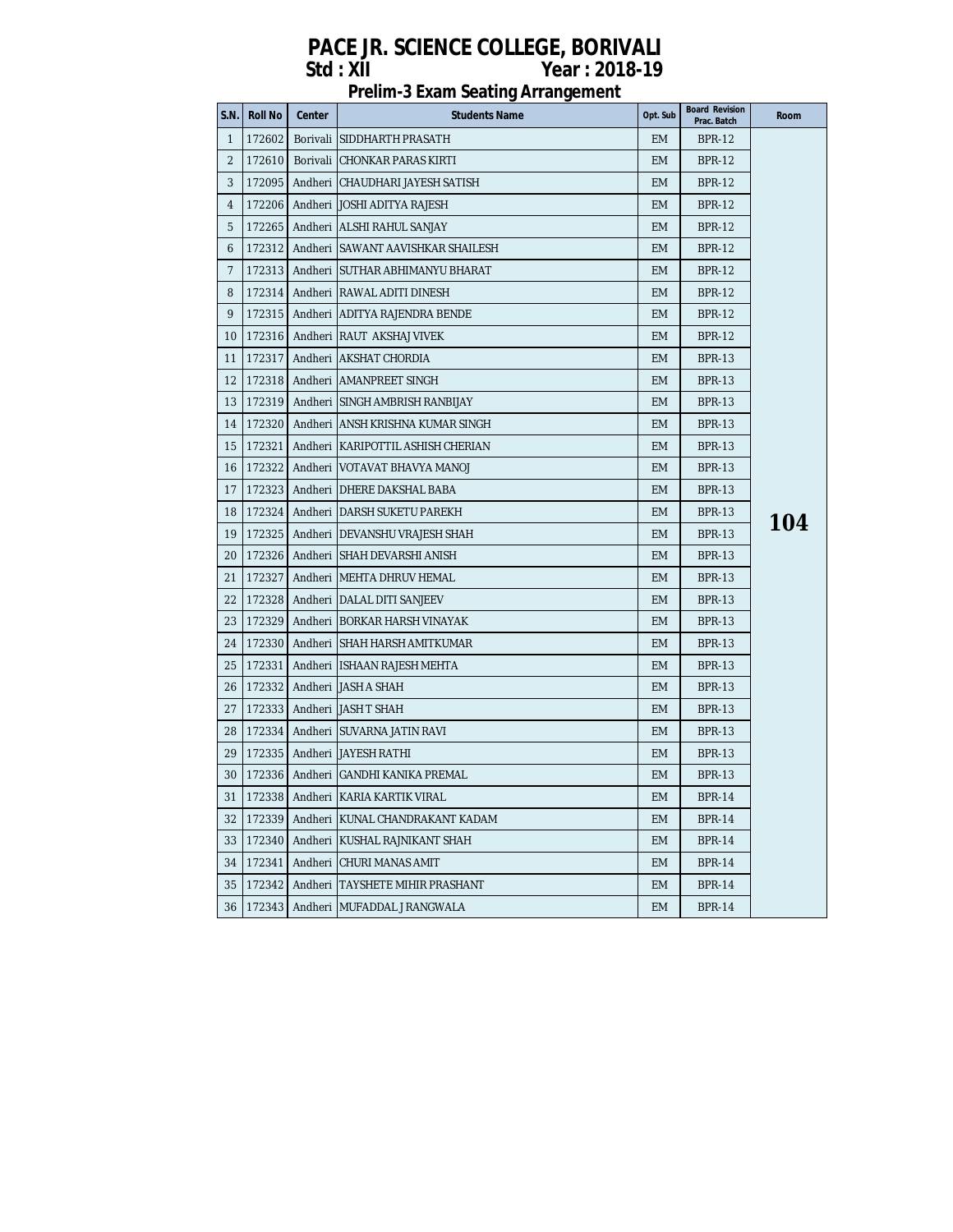# PACE JR. SCIENCE COLLEGE, BORIVALI

**Std : XII Year : 2018-19**

## Prelim-3 Exam Seating Arrangement

| S.N. | Roll No | Center | Students Name | Opt. Sub | Board Revision Prac. Batch | Room |
|---|---|---|---|---|---|---|
| 1 | 172602 | Borivali | SIDDHARTH PRASATH | EM | BPR-12 | 104 |
| 2 | 172610 | Borivali | CHONKAR PARAS KIRTI | EM | BPR-12 | |
| 3 | 172095 | Andheri | CHAUDHARI JAYESH SATISH | EM | BPR-12 | |
| 4 | 172206 | Andheri | JOSHI ADITYA RAJESH | EM | BPR-12 | |
| 5 | 172265 | Andheri | ALSHI RAHUL SANJAY | EM | BPR-12 | |
| 6 | 172312 | Andheri | SAWANT AAVISHKAR SHAILESH | EM | BPR-12 | |
| 7 | 172313 | Andheri | SUTHAR ABHIMANYU BHARAT | EM | BPR-12 | |
| 8 | 172314 | Andheri | RAWAL ADITI DINESH | EM | BPR-12 | |
| 9 | 172315 | Andheri | ADITYA RAJENDRA BENDE | EM | BPR-12 | |
| 10 | 172316 | Andheri | RAUT AKSHAJ VIVEK | EM | BPR-12 | |
| 11 | 172317 | Andheri | AKSHAT CHORDIA | EM | BPR-13 | |
| 12 | 172318 | Andheri | AMANPREET SINGH | EM | BPR-13 | |
| 13 | 172319 | Andheri | SINGH AMBRISH RANBIJAY | EM | BPR-13 | |
| 14 | 172320 | Andheri | ANSH KRISHNA KUMAR SINGH | EM | BPR-13 | |
| 15 | 172321 | Andheri | KARIPOTTIL ASHISH CHERIAN | EM | BPR-13 | |
| 16 | 172322 | Andheri | VOTAVAT BHAVYA MANOJ | EM | BPR-13 | |
| 17 | 172323 | Andheri | DHERE DAKSHAL BABA | EM | BPR-13 | |
| 18 | 172324 | Andheri | DARSH SUKETU PAREKH | EM | BPR-13 | |
| 19 | 172325 | Andheri | DEVANSHU VRAJESH SHAH | EM | BPR-13 | |
| 20 | 172326 | Andheri | SHAH DEVARSHI ANISH | EM | BPR-13 | |
| 21 | 172327 | Andheri | MEHTA DHRUV HEMAL | EM | BPR-13 | |
| 22 | 172328 | Andheri | DALAL DITI SANJEEV | EM | BPR-13 | |
| 23 | 172329 | Andheri | BORKAR HARSH VINAYAK | EM | BPR-13 | |
| 24 | 172330 | Andheri | SHAH HARSH AMITKUMAR | EM | BPR-13 | |
| 25 | 172331 | Andheri | ISHAAN RAJESH MEHTA | EM | BPR-13 | |
| 26 | 172332 | Andheri | JASH A SHAH | EM | BPR-13 | |
| 27 | 172333 | Andheri | JASH T SHAH | EM | BPR-13 | |
| 28 | 172334 | Andheri | SUVARNA JATIN RAVI | EM | BPR-13 | |
| 29 | 172335 | Andheri | JAYESH RATHI | EM | BPR-13 | |
| 30 | 172336 | Andheri | GANDHI KANIKA PREMAL | EM | BPR-13 | |
| 31 | 172338 | Andheri | KARIA KARTIK VIRAL | EM | BPR-14 | |
| 32 | 172339 | Andheri | KUNAL CHANDRAKANT KADAM | EM | BPR-14 | |
| 33 | 172340 | Andheri | KUSHAL RAJNIKANT SHAH | EM | BPR-14 | |
| 34 | 172341 | Andheri | CHURI MANAS AMIT | EM | BPR-14 | |
| 35 | 172342 | Andheri | TAYSHETE MIHIR PRASHANT | EM | BPR-14 | |
| 36 | 172343 | Andheri | MUFADDAL J RANGWALA | EM | BPR-14 | |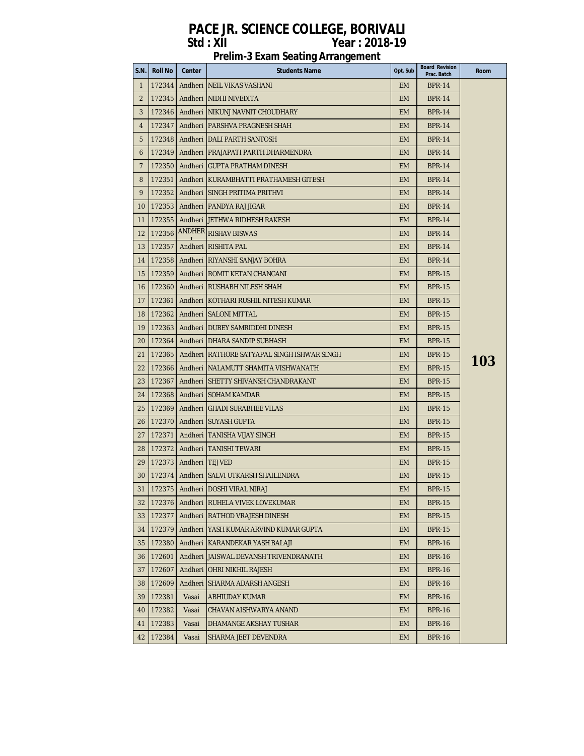# PACE JR. SCIENCE COLLEGE, BORIVALI

**Std : XII** **Year : 2018-19**

## Prelim-3 Exam Seating Arrangement

| S.N. | Roll No | Center | Students Name | Opt. Sub | Board Revision Prac. Batch | Room |
|---|---|---|---|---|---|---|
| 1 | 172344 | Andheri | NEIL VIKAS VASHANI | EM | BPR-14 | 103 |
| 2 | 172345 | Andheri | NIDHI NIVEDITA | EM | BPR-14 | |
| 3 | 172346 | Andheri | NIKUNJ NAVNIT CHOUDHARY | EM | BPR-14 | |
| 4 | 172347 | Andheri | PARSHVA PRAGNESH SHAH | EM | BPR-14 | |
| 5 | 172348 | Andheri | DALI PARTH SANTOSH | EM | BPR-14 | |
| 6 | 172349 | Andheri | PRAJAPATI PARTH DHARMENDRA | EM | BPR-14 | |
| 7 | 172350 | Andheri | GUPTA PRATHAM DINESH | EM | BPR-14 | |
| 8 | 172351 | Andheri | KURAMBHATTI PRATHAMESH GITESH | EM | BPR-14 | |
| 9 | 172352 | Andheri | SINGH PRITIMA PRITHVI | EM | BPR-14 | |
| 10 | 172353 | Andheri | PANDYA RAJ JIGAR | EM | BPR-14 | |
| 11 | 172355 | Andheri | JETHWA RIDHESH RAKESH | EM | BPR-14 | |
| 12 | 172356 | ANDHERI | RISHAV BISWAS | EM | BPR-14 | |
| 13 | 172357 | Andheri | RISHITA PAL | EM | BPR-14 | |
| 14 | 172358 | Andheri | RIYANSHI SANJAY BOHRA | EM | BPR-14 | |
| 15 | 172359 | Andheri | ROMIT KETAN CHANGANI | EM | BPR-15 | |
| 16 | 172360 | Andheri | RUSHABH NILESH SHAH | EM | BPR-15 | |
| 17 | 172361 | Andheri | KOTHARI RUSHIL NITESH KUMAR | EM | BPR-15 | |
| 18 | 172362 | Andheri | SALONI MITTAL | EM | BPR-15 | |
| 19 | 172363 | Andheri | DUBEY SAMRIDDHI DINESH | EM | BPR-15 | |
| 20 | 172364 | Andheri | DHARA SANDIP SUBHASH | EM | BPR-15 | |
| 21 | 172365 | Andheri | RATHORE SATYAPAL SINGH ISHWAR SINGH | EM | BPR-15 | |
| 22 | 172366 | Andheri | NALAMUTT SHAMITA VISHWANATH | EM | BPR-15 | |
| 23 | 172367 | Andheri | SHETTY SHIVANSH CHANDRAKANT | EM | BPR-15 | |
| 24 | 172368 | Andheri | SOHAM KAMDAR | EM | BPR-15 | |
| 25 | 172369 | Andheri | GHADI SURABHEE VILAS | EM | BPR-15 | |
| 26 | 172370 | Andheri | SUYASH GUPTA | EM | BPR-15 | |
| 27 | 172371 | Andheri | TANISHA VIJAY SINGH | EM | BPR-15 | |
| 28 | 172372 | Andheri | TANISHI TEWARI | EM | BPR-15 | |
| 29 | 172373 | Andheri | TEJ VED | EM | BPR-15 | |
| 30 | 172374 | Andheri | SALVI UTKARSH SHAILENDRA | EM | BPR-15 | |
| 31 | 172375 | Andheri | DOSHI VIRAL NIRAJ | EM | BPR-15 | |
| 32 | 172376 | Andheri | RUHELA VIVEK LOVEKUMAR | EM | BPR-15 | |
| 33 | 172377 | Andheri | RATHOD VRAJESH DINESH | EM | BPR-15 | |
| 34 | 172379 | Andheri | YASH KUMAR ARVIND KUMAR GUPTA | EM | BPR-15 | |
| 35 | 172380 | Andheri | KARANDEKAR YASH BALAJI | EM | BPR-16 | |
| 36 | 172601 | Andheri | JAISWAL DEVANSH TRIVENDRANATH | EM | BPR-16 | |
| 37 | 172607 | Andheri | OHRI NIKHIL RAJESH | EM | BPR-16 | |
| 38 | 172609 | Andheri | SHARMA ADARSH ANGESH | EM | BPR-16 | |
| 39 | 172381 | Vasai | ABHIUDAY KUMAR | EM | BPR-16 | |
| 40 | 172382 | Vasai | CHAVAN AISHWARYA ANAND | EM | BPR-16 | |
| 41 | 172383 | Vasai | DHAMANGE AKSHAY TUSHAR | EM | BPR-16 | |
| 42 | 172384 | Vasai | SHARMA JEET DEVENDRA | EM | BPR-16 | |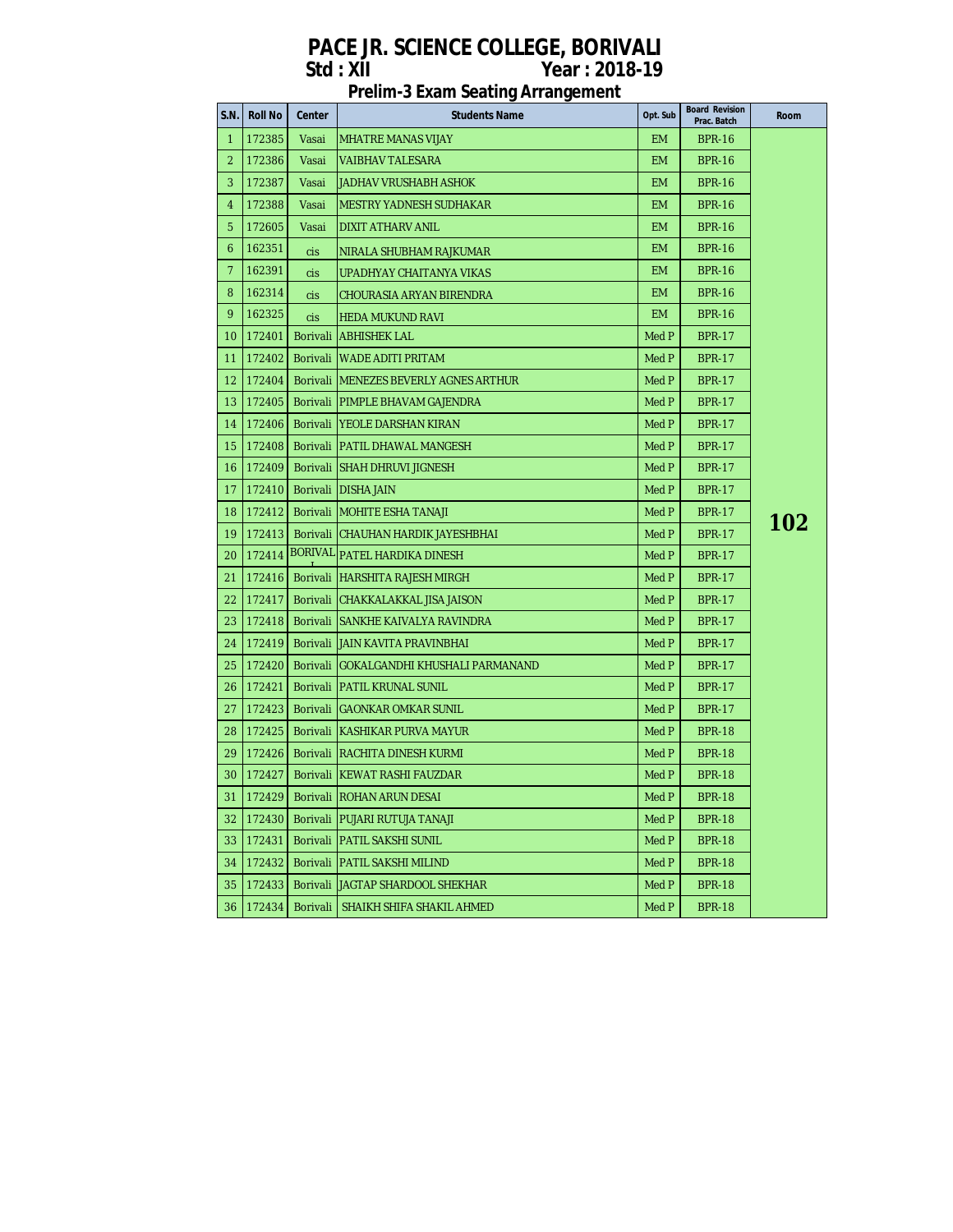# PACE JR. SCIENCE COLLEGE, BORIVALI

**Std : XII** **Year : 2018-19**

## Prelim-3 Exam Seating Arrangement

| S.N. | Roll No | Center | Students Name | Opt. Sub | Board Revision Prac. Batch | Room |
|---|---|---|---|---|---|---|
| 1 | 172385 | Vasai | MHATRE MANAS VIJAY | EM | BPR-16 | 102 |
| 2 | 172386 | Vasai | VAIBHAV TALESARA | EM | BPR-16 | |
| 3 | 172387 | Vasai | JADHAV VRUSHABH ASHOK | EM | BPR-16 | |
| 4 | 172388 | Vasai | MESTRY YADNESH SUDHAKAR | EM | BPR-16 | |
| 5 | 172605 | Vasai | DIXIT ATHARV ANIL | EM | BPR-16 | |
| 6 | 162351 | cis | NIRALA SHUBHAM RAJKUMAR | EM | BPR-16 | |
| 7 | 162391 | cis | UPADHYAY CHAITANYA VIKAS | EM | BPR-16 | |
| 8 | 162314 | cis | CHOURASIA ARYAN BIRENDRA | EM | BPR-16 | |
| 9 | 162325 | cis | HEDA MUKUND RAVI | EM | BPR-16 | |
| 10 | 172401 | Borivali | ABHISHEK LAL | Med P | BPR-17 | |
| 11 | 172402 | Borivali | WADE ADITI PRITAM | Med P | BPR-17 | |
| 12 | 172404 | Borivali | MENEZES BEVERLY AGNES ARTHUR | Med P | BPR-17 | |
| 13 | 172405 | Borivali | PIMPLE BHAVAM GAJENDRA | Med P | BPR-17 | |
| 14 | 172406 | Borivali | YEOLE DARSHAN KIRAN | Med P | BPR-17 | |
| 15 | 172408 | Borivali | PATIL DHAWAL MANGESH | Med P | BPR-17 | |
| 16 | 172409 | Borivali | SHAH DHRUVI JIGNESH | Med P | BPR-17 | |
| 17 | 172410 | Borivali | DISHA JAIN | Med P | BPR-17 | |
| 18 | 172412 | Borivali | MOHITE ESHA TANAJI | Med P | BPR-17 | |
| 19 | 172413 | Borivali | CHAUHAN HARDIK JAYESHBHAI | Med P | BPR-17 | |
| 20 | 172414 | BORIVALI | PATEL HARDIKA DINESH | Med P | BPR-17 | |
| 21 | 172416 | Borivali | HARSHITA RAJESH MIRGH | Med P | BPR-17 | |
| 22 | 172417 | Borivali | CHAKKALAKKAL JISA JAISON | Med P | BPR-17 | |
| 23 | 172418 | Borivali | SANKHE KAIVALYA RAVINDRA | Med P | BPR-17 | |
| 24 | 172419 | Borivali | JAIN KAVITA PRAVINBHAI | Med P | BPR-17 | |
| 25 | 172420 | Borivali | GOKALGANDHI KHUSHALI PARMANAND | Med P | BPR-17 | |
| 26 | 172421 | Borivali | PATIL KRUNAL SUNIL | Med P | BPR-17 | |
| 27 | 172423 | Borivali | GAONKAR OMKAR SUNIL | Med P | BPR-17 | |
| 28 | 172425 | Borivali | KASHIKAR PURVA MAYUR | Med P | BPR-18 | |
| 29 | 172426 | Borivali | RACHITA DINESH KURMI | Med P | BPR-18 | |
| 30 | 172427 | Borivali | KEWAT RASHI FAUZDAR | Med P | BPR-18 | |
| 31 | 172429 | Borivali | ROHAN ARUN DESAI | Med P | BPR-18 | |
| 32 | 172430 | Borivali | PUJARI RUTUJA TANAJI | Med P | BPR-18 | |
| 33 | 172431 | Borivali | PATIL SAKSHI SUNIL | Med P | BPR-18 | |
| 34 | 172432 | Borivali | PATIL SAKSHI MILIND | Med P | BPR-18 | |
| 35 | 172433 | Borivali | JAGTAP SHARDOOL SHEKHAR | Med P | BPR-18 | |
| 36 | 172434 | Borivali | SHAIKH SHIFA SHAKIL AHMED | Med P | BPR-18 | |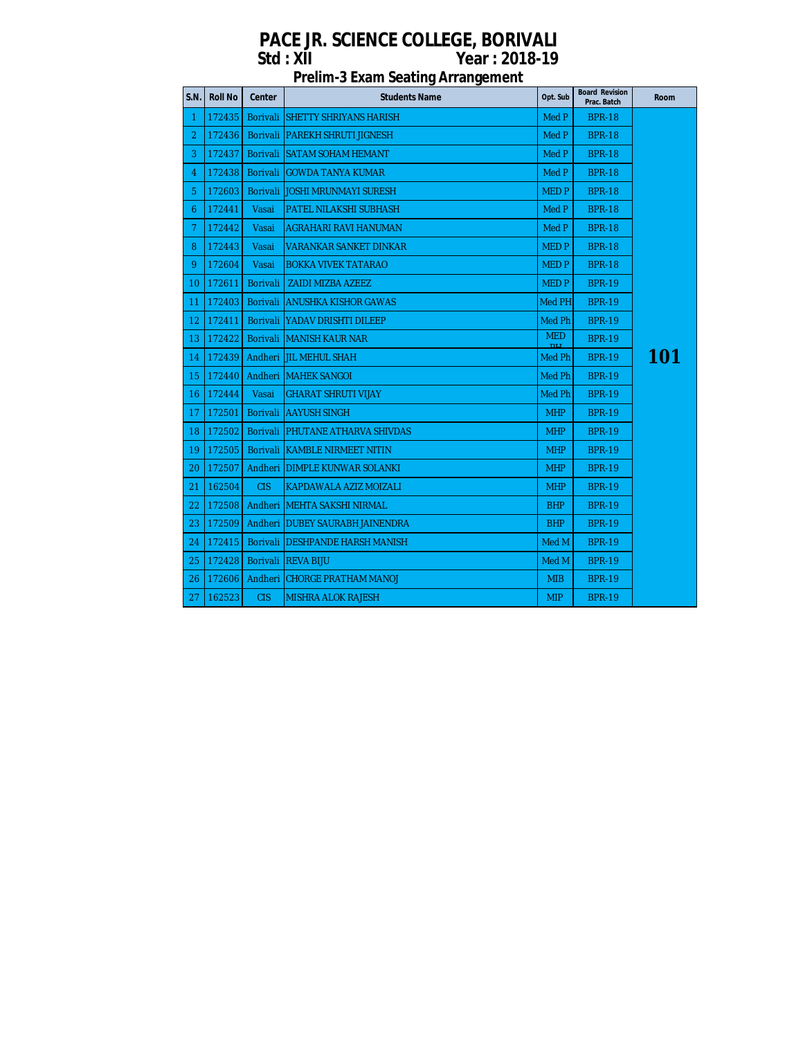# PACE JR. SCIENCE COLLEGE, BORIVALI

## Std : XII Year : 2018-19

### Prelim-3 Exam Seating Arrangement

| S.N. | Roll No | Center | Students Name | Opt. Sub | Board Revision Prac. Batch | Room |
|---|---|---|---|---|---|---|
| 1 | 172435 | Borivali | SHETTY SHRIYANS HARISH | Med P | BPR-18 | 101 |
| 2 | 172436 | Borivali | PAREKH SHRUTI JIGNESH | Med P | BPR-18 | |
| 3 | 172437 | Borivali | SATAM SOHAM HEMANT | Med P | BPR-18 | |
| 4 | 172438 | Borivali | GOWDA TANYA KUMAR | Med P | BPR-18 | |
| 5 | 172603 | Borivali | JOSHI MRUNMAYI SURESH | MED P | BPR-18 | |
| 6 | 172441 | Vasai | PATEL NILAKSHI SUBHASH | Med P | BPR-18 | |
| 7 | 172442 | Vasai | AGRAHARI RAVI HANUMAN | Med P | BPR-18 | |
| 8 | 172443 | Vasai | VARANKAR SANKET DINKAR | MED P | BPR-18 | |
| 9 | 172604 | Vasai | BOKKA VIVEK TATARAO | MED P | BPR-18 | |
| 10 | 172611 | Borivali | ZAIDI MIZBA AZEEZ | MED P | BPR-19 | |
| 11 | 172403 | Borivali | ANUSHKA KISHOR GAWAS | Med PH | BPR-19 | |
| 12 | 172411 | Borivali | YADAV DRISHTI DILEEP | Med Ph | BPR-19 | |
| 13 | 172422 | Borivali | MANISH KAUR NAR | MED PH | BPR-19 | |
| 14 | 172439 | Andheri | JIL MEHUL SHAH | Med Ph | BPR-19 | |
| 15 | 172440 | Andheri | MAHEK SANGOI | Med Ph | BPR-19 | |
| 16 | 172444 | Vasai | GHARAT SHRUTI VIJAY | Med Ph | BPR-19 | |
| 17 | 172501 | Borivali | AAYUSH SINGH | MHP | BPR-19 | |
| 18 | 172502 | Borivali | PHUTANE ATHARVA SHIVDAS | MHP | BPR-19 | |
| 19 | 172505 | Borivali | KAMBLE NIRMEET NITIN | MHP | BPR-19 | |
| 20 | 172507 | Andheri | DIMPLE KUNWAR SOLANKI | MHP | BPR-19 | |
| 21 | 162504 | CIS | KAPDAWALA AZIZ MOIZALI | MHP | BPR-19 | |
| 22 | 172508 | Andheri | MEHTA SAKSHI NIRMAL | BHP | BPR-19 | |
| 23 | 172509 | Andheri | DUBEY SAURABH JAINENDRA | BHP | BPR-19 | |
| 24 | 172415 | Borivali | DESHPANDE HARSH MANISH | Med M | BPR-19 | |
| 25 | 172428 | Borivali | REVA BIJU | Med M | BPR-19 | |
| 26 | 172606 | Andheri | CHORGE PRATHAM MANOJ | MIB | BPR-19 | |
| 27 | 162523 | CIS | MISHRA ALOK RAJESH | MIP | BPR-19 | |